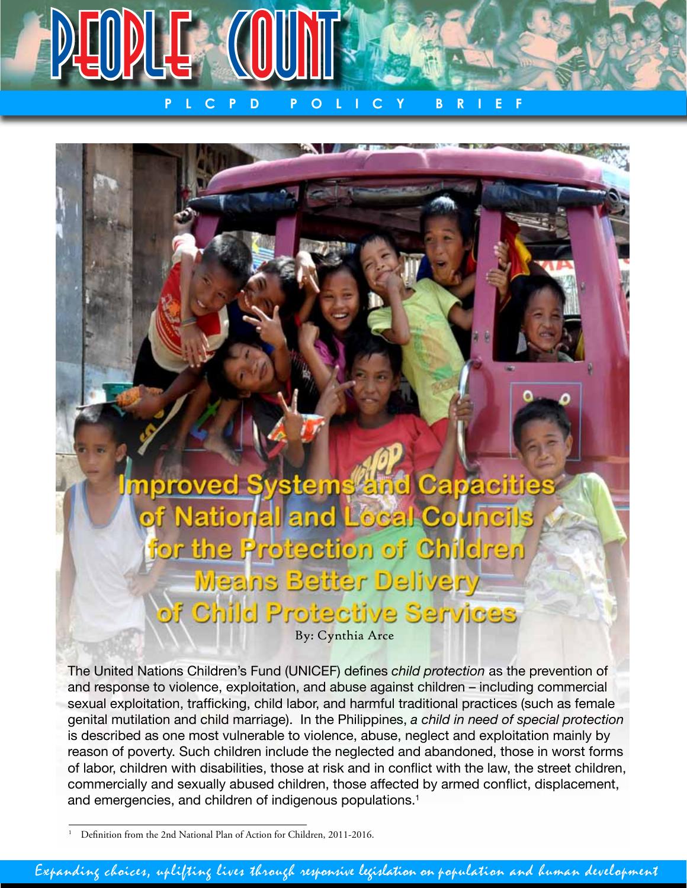# PEOPLE COUNT

**PLCPD POLICY BRIEF**

# Improved Systems and Capacities of National and Local Councils for the Protection of Children Means Better Delivery of Child Protective Services

By: Cynthia Arce

The United Nations Children's Fund (UNICEF) defines *child protection* as the prevention of and response to violence, exploitation, and abuse against children – including commercial sexual exploitation, trafficking, child labor, and harmful traditional practices (such as female genital mutilation and child marriage). In the Philippines, *a child in need of special protection* is described as one most vulnerable to violence, abuse, neglect and exploitation mainly by reason of poverty. Such children include the neglected and abandoned, those in worst forms of labor, children with disabilities, those at risk and in conflict with the law, the street children, commercially and sexually abused children, those affected by armed conflict, displacement, and emergencies, and children of indigenous populations.[1]

[1] Definition from the 2nd National Plan of Action for Children, 2011-2016.

*Expanding choices, uplifting lives through responsive legislation on population and human development*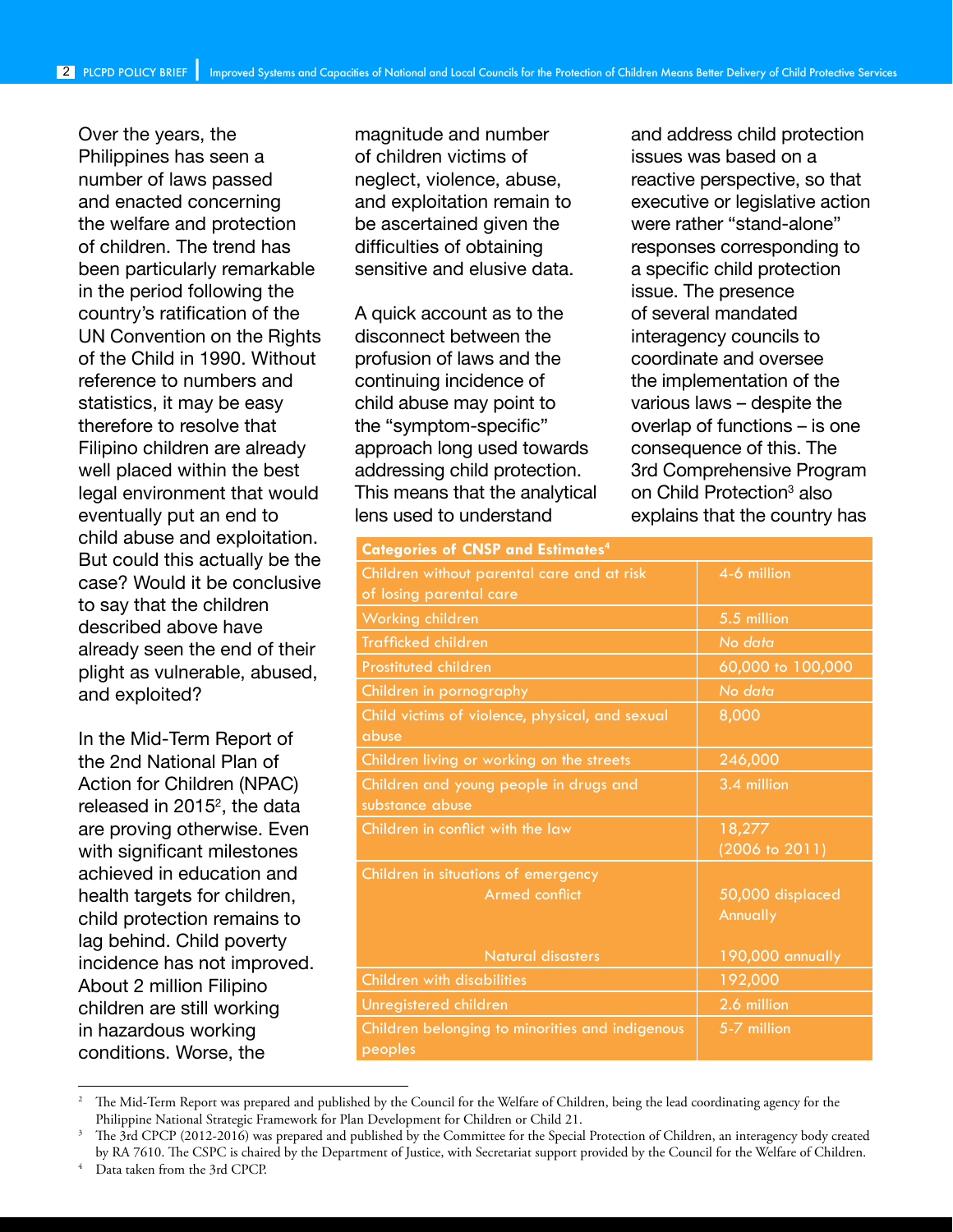Over the years, the Philippines has seen a number of laws passed and enacted concerning the welfare and protection of children. The trend has been particularly remarkable in the period following the country's ratification of the UN Convention on the Rights of the Child in 1990. Without reference to numbers and statistics, it may be easy therefore to resolve that Filipino children are already well placed within the best legal environment that would eventually put an end to child abuse and exploitation. But could this actually be the case? Would it be conclusive to say that the children described above have already seen the end of their plight as vulnerable, abused, and exploited?

In the Mid-Term Report of the 2nd National Plan of Action for Children (NPAC) released in 2015[2], the data are proving otherwise. Even with significant milestones achieved in education and health targets for children, child protection remains to lag behind. Child poverty incidence has not improved. About 2 million Filipino children are still working in hazardous working conditions. Worse, the magnitude and number of children victims of neglect, violence, abuse, and exploitation remain to be ascertained given the difficulties of obtaining sensitive and elusive data.

A quick account as to the disconnect between the profusion of laws and the continuing incidence of child abuse may point to the "symptom-specific" approach long used towards addressing child protection. This means that the analytical lens used to understand and address child protection issues was based on a reactive perspective, so that executive or legislative action were rather "stand-alone" responses corresponding to a specific child protection issue. The presence of several mandated interagency councils to coordinate and oversee the implementation of the various laws – despite the overlap of functions – is one consequence of this. The 3rd Comprehensive Program on Child Protection[3] also explains that the country has

| Categories of CNSP and Estimates[4] | |
|---|---|
| Children without parental care and at risk of losing parental care | 4-6 million |
| Working children | 5.5 million |
| Trafficked children | *No data* |
| Prostituted children | 60,000 to 100,000 |
| Children in pornography | *No data* |
| Child victims of violence, physical, and sexual abuse | 8,000 |
| Children living or working on the streets | 246,000 |
| Children and young people in drugs and substance abuse | 3.4 million |
| Children in conflict with the law | 18,277 (2006 to 2011) |
| Children in situations of emergency | |
| Armed conflict | 50,000 displaced Annually |
| Natural disasters | 190,000 annually |
| Children with disabilities | 192,000 |
| Unregistered children | 2.6 million |
| Children belonging to minorities and indigenous peoples | 5-7 million |

---

[2] The Mid-Term Report was prepared and published by the Council for the Welfare of Children, being the lead coordinating agency for the Philippine National Strategic Framework for Plan Development for Children or Child 21.

[3] The 3rd CPCP (2012-2016) was prepared and published by the Committee for the Special Protection of Children, an interagency body created by RA 7610. The CSPC is chaired by the Department of Justice, with Secretariat support provided by the Council for the Welfare of Children.

[4] Data taken from the 3rd CPCP.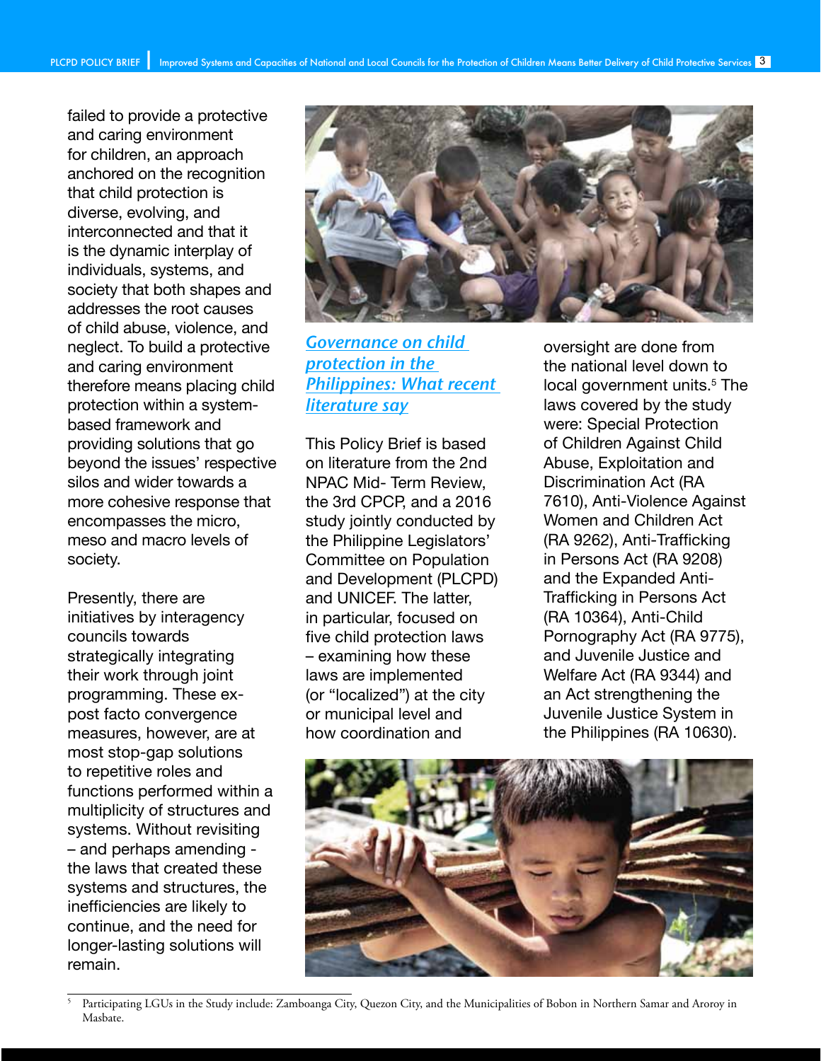failed to provide a protective and caring environment for children, an approach anchored on the recognition that child protection is diverse, evolving, and interconnected and that it is the dynamic interplay of individuals, systems, and society that both shapes and addresses the root causes of child abuse, violence, and neglect. To build a protective and caring environment therefore means placing child protection within a system-based framework and providing solutions that go beyond the issues' respective silos and wider towards a more cohesive response that encompasses the micro, meso and macro levels of society.

Presently, there are initiatives by interagency councils towards strategically integrating their work through joint programming. These ex-post facto convergence measures, however, are at most stop-gap solutions to repetitive roles and functions performed within a multiplicity of structures and systems. Without revisiting – and perhaps amending - the laws that created these systems and structures, the inefficiencies are likely to continue, and the need for longer-lasting solutions will remain.

## Governance on child protection in the Philippines: What recent literature say

This Policy Brief is based on literature from the 2nd NPAC Mid- Term Review, the 3rd CPCP, and a 2016 study jointly conducted by the Philippine Legislators' Committee on Population and Development (PLCPD) and UNICEF. The latter, in particular, focused on five child protection laws – examining how these laws are implemented (or "localized") at the city or municipal level and how coordination and oversight are done from the national level down to local government units.[5] The laws covered by the study were: Special Protection of Children Against Child Abuse, Exploitation and Discrimination Act (RA 7610), Anti-Violence Against Women and Children Act (RA 9262), Anti-Trafficking in Persons Act (RA 9208) and the Expanded Anti-Trafficking in Persons Act (RA 10364), Anti-Child Pornography Act (RA 9775), and Juvenile Justice and Welfare Act (RA 9344) and an Act strengthening the Juvenile Justice System in the Philippines (RA 10630).

---

[5] Participating LGUs in the Study include: Zamboanga City, Quezon City, and the Municipalities of Bobon in Northern Samar and Aroroy in Masbate.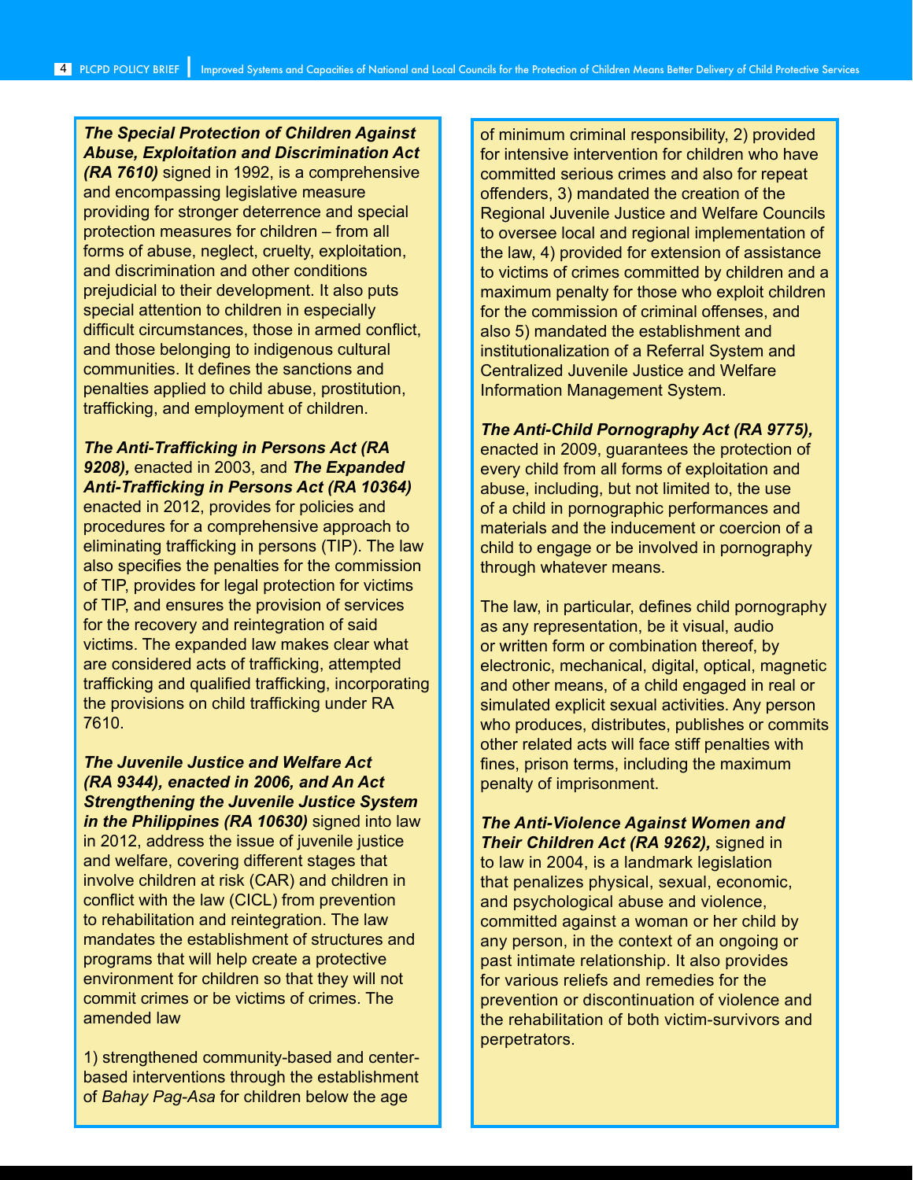***The Special Protection of Children Against Abuse, Exploitation and Discrimination Act (RA 7610)*** signed in 1992, is a comprehensive and encompassing legislative measure providing for stronger deterrence and special protection measures for children – from all forms of abuse, neglect, cruelty, exploitation, and discrimination and other conditions prejudicial to their development. It also puts special attention to children in especially difficult circumstances, those in armed conflict, and those belonging to indigenous cultural communities. It defines the sanctions and penalties applied to child abuse, prostitution, trafficking, and employment of children.

***The Anti-Trafficking in Persons Act (RA 9208),*** enacted in 2003, and ***The Expanded Anti-Trafficking in Persons Act (RA 10364)*** enacted in 2012, provides for policies and procedures for a comprehensive approach to eliminating trafficking in persons (TIP). The law also specifies the penalties for the commission of TIP, provides for legal protection for victims of TIP, and ensures the provision of services for the recovery and reintegration of said victims. The expanded law makes clear what are considered acts of trafficking, attempted trafficking and qualified trafficking, incorporating the provisions on child trafficking under RA 7610.

***The Juvenile Justice and Welfare Act (RA 9344), enacted in 2006, and An Act Strengthening the Juvenile Justice System in the Philippines (RA 10630)*** signed into law in 2012, address the issue of juvenile justice and welfare, covering different stages that involve children at risk (CAR) and children in conflict with the law (CICL) from prevention to rehabilitation and reintegration. The law mandates the establishment of structures and programs that will help create a protective environment for children so that they will not commit crimes or be victims of crimes. The amended law

1) strengthened community-based and center-based interventions through the establishment of *Bahay Pag-Asa* for children below the age of minimum criminal responsibility, 2) provided for intensive intervention for children who have committed serious crimes and also for repeat offenders, 3) mandated the creation of the Regional Juvenile Justice and Welfare Councils to oversee local and regional implementation of the law, 4) provided for extension of assistance to victims of crimes committed by children and a maximum penalty for those who exploit children for the commission of criminal offenses, and also 5) mandated the establishment and institutionalization of a Referral System and Centralized Juvenile Justice and Welfare Information Management System.

***The Anti-Child Pornography Act (RA 9775),*** enacted in 2009, guarantees the protection of every child from all forms of exploitation and abuse, including, but not limited to, the use of a child in pornographic performances and materials and the inducement or coercion of a child to engage or be involved in pornography through whatever means.

The law, in particular, defines child pornography as any representation, be it visual, audio or written form or combination thereof, by electronic, mechanical, digital, optical, magnetic and other means, of a child engaged in real or simulated explicit sexual activities. Any person who produces, distributes, publishes or commits other related acts will face stiff penalties with fines, prison terms, including the maximum penalty of imprisonment.

***The Anti-Violence Against Women and Their Children Act (RA 9262),*** signed in to law in 2004, is a landmark legislation that penalizes physical, sexual, economic, and psychological abuse and violence, committed against a woman or her child by any person, in the context of an ongoing or past intimate relationship. It also provides for various reliefs and remedies for the prevention or discontinuation of violence and the rehabilitation of both victim-survivors and perpetrators.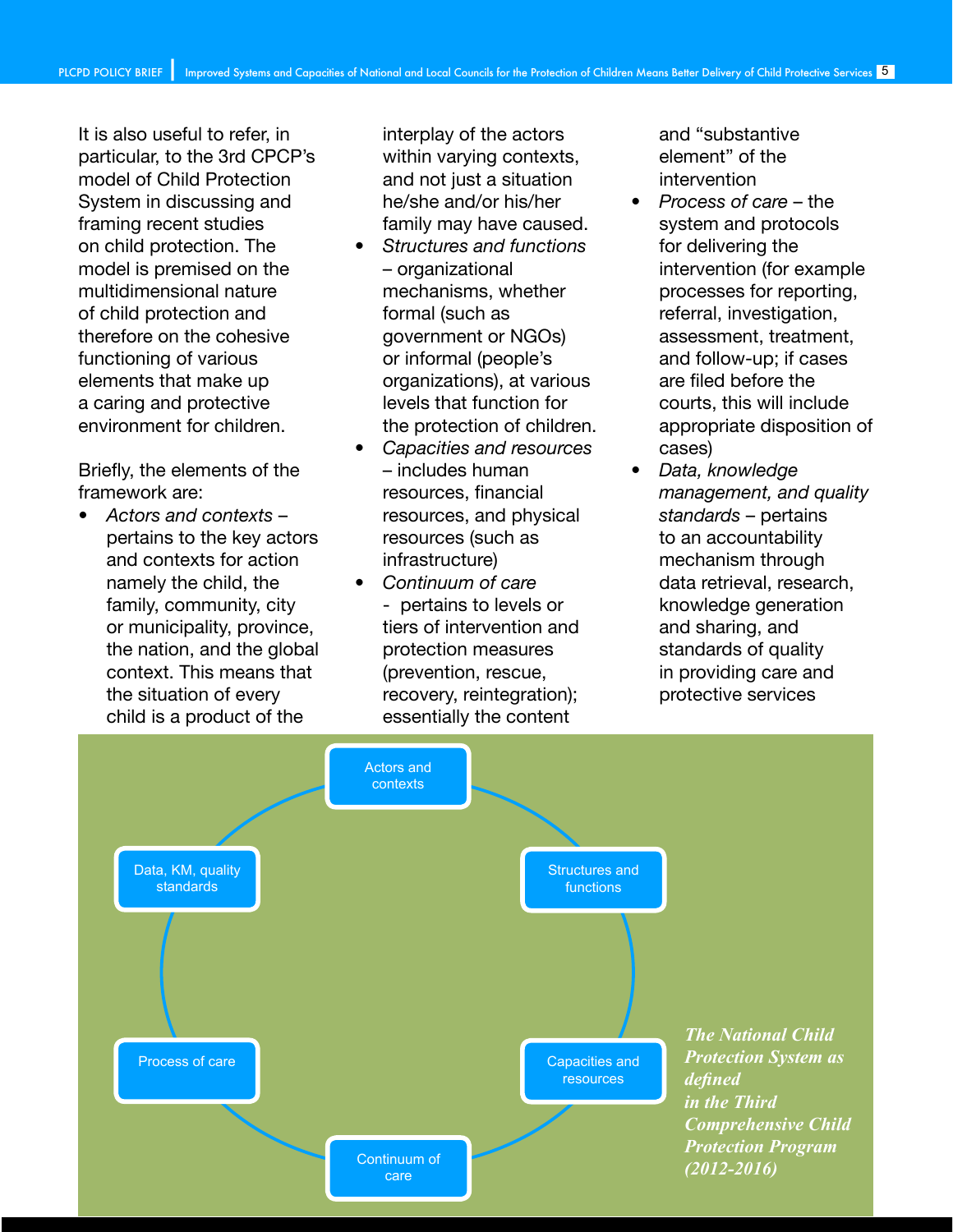It is also useful to refer, in particular, to the 3rd CPCP's model of Child Protection System in discussing and framing recent studies on child protection. The model is premised on the multidimensional nature of child protection and therefore on the cohesive functioning of various elements that make up a caring and protective environment for children.

Briefly, the elements of the framework are:

- *Actors and contexts* – pertains to the key actors and contexts for action namely the child, the family, community, city or municipality, province, the nation, and the global context. This means that the situation of every child is a product of the interplay of the actors within varying contexts, and not just a situation he/she and/or his/her family may have caused.
- *Structures and functions* – organizational mechanisms, whether formal (such as government or NGOs) or informal (people's organizations), at various levels that function for the protection of children.
- *Capacities and resources* – includes human resources, financial resources, and physical resources (such as infrastructure)
- *Continuum of care* - pertains to levels or tiers of intervention and protection measures (prevention, rescue, recovery, reintegration); essentially the content and "substantive element" of the intervention
- *Process of care* – the system and protocols for delivering the intervention (for example processes for reporting, referral, investigation, assessment, treatment, and follow-up; if cases are filed before the courts, this will include appropriate disposition of cases)
- *Data, knowledge management, and quality standards* – pertains to an accountability mechanism through data retrieval, research, knowledge generation and sharing, and standards of quality in providing care and protective services

Actors and contexts

Structures and functions

Capacities and resources

Continuum of care

Process of care

Data, KM, quality standards

*The National Child Protection System as defined in the Third Comprehensive Child Protection Program (2012-2016)*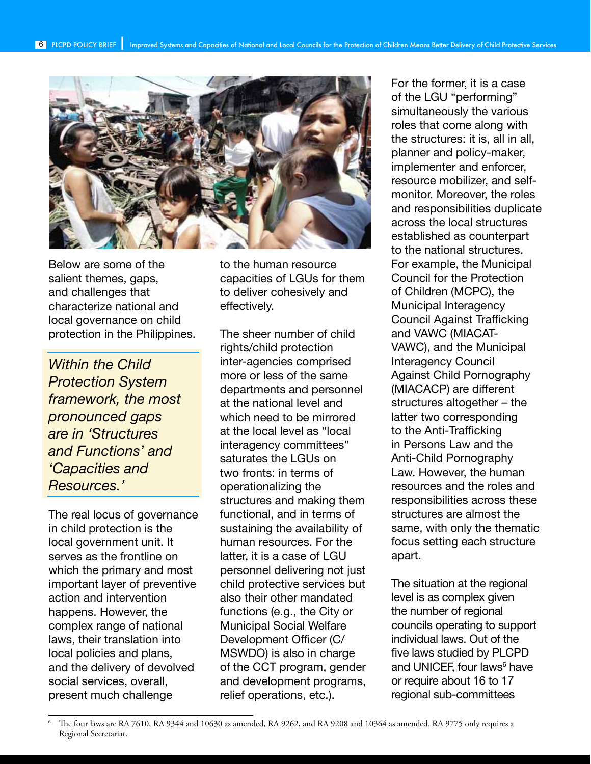Below are some of the salient themes, gaps, and challenges that characterize national and local governance on child protection in the Philippines.

> *Within the Child Protection System framework, the most pronounced gaps are in 'Structures and Functions' and 'Capacities and Resources.'*

The real locus of governance in child protection is the local government unit. It serves as the frontline on which the primary and most important layer of preventive action and intervention happens. However, the complex range of national laws, their translation into local policies and plans, and the delivery of devolved social services, overall, present much challenge to the human resource capacities of LGUs for them to deliver cohesively and effectively.

The sheer number of child rights/child protection inter-agencies comprised more or less of the same departments and personnel at the national level and which need to be mirrored at the local level as "local interagency committees" saturates the LGUs on two fronts: in terms of operationalizing the structures and making them functional, and in terms of sustaining the availability of human resources. For the latter, it is a case of LGU personnel delivering not just child protective services but also their other mandated functions (e.g., the City or Municipal Social Welfare Development Officer (C/MSWDO) is also in charge of the CCT program, gender and development programs, relief operations, etc.).

For the former, it is a case of the LGU "performing" simultaneously the various roles that come along with the structures: it is, all in all, planner and policy-maker, implementer and enforcer, resource mobilizer, and self-monitor. Moreover, the roles and responsibilities duplicate across the local structures established as counterpart to the national structures. For example, the Municipal Council for the Protection of Children (MCPC), the Municipal Interagency Council Against Trafficking and VAWC (MIACAT-VAWC), and the Municipal Interagency Council Against Child Pornography (MIACACP) are different structures altogether – the latter two corresponding to the Anti-Trafficking in Persons Law and the Anti-Child Pornography Law. However, the human resources and the roles and responsibilities across these structures are almost the same, with only the thematic focus setting each structure apart.

The situation at the regional level is as complex given the number of regional councils operating to support individual laws. Out of the five laws studied by PLCPD and UNICEF, four laws[6] have or require about 16 to 17 regional sub-committees

---

[6] The four laws are RA 7610, RA 9344 and 10630 as amended, RA 9262, and RA 9208 and 10364 as amended. RA 9775 only requires a Regional Secretariat.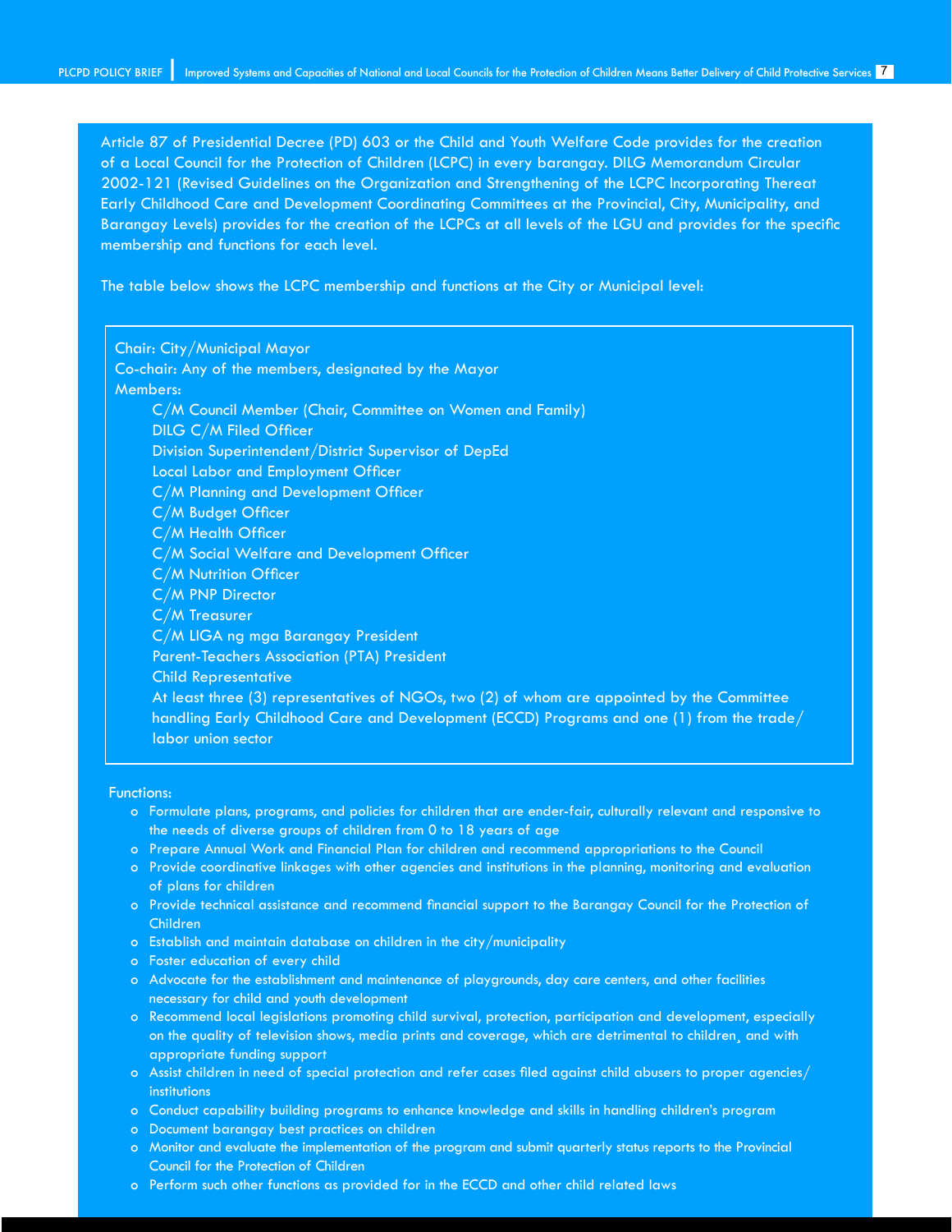Article 87 of Presidential Decree (PD) 603 or the Child and Youth Welfare Code provides for the creation of a Local Council for the Protection of Children (LCPC) in every barangay. DILG Memorandum Circular 2002-121 (Revised Guidelines on the Organization and Strengthening of the LCPC Incorporating Thereat Early Childhood Care and Development Coordinating Committees at the Provincial, City, Municipality, and Barangay Levels) provides for the creation of the LCPCs at all levels of the LGU and provides for the specific membership and functions for each level.

The table below shows the LCPC membership and functions at the City or Municipal level:

Chair: City/Municipal Mayor
Co-chair: Any of the members, designated by the Mayor
Members:

- C/M Council Member (Chair, Committee on Women and Family)
- DILG C/M Filed Officer
- Division Superintendent/District Supervisor of DepEd
- Local Labor and Employment Officer
- C/M Planning and Development Officer
- C/M Budget Officer
- C/M Health Officer
- C/M Social Welfare and Development Officer
- C/M Nutrition Officer
- C/M PNP Director
- C/M Treasurer
- C/M LIGA ng mga Barangay President
- Parent-Teachers Association (PTA) President
- Child Representative
- At least three (3) representatives of NGOs, two (2) of whom are appointed by the Committee handling Early Childhood Care and Development (ECCD) Programs and one (1) from the trade/labor union sector

Functions:

- Formulate plans, programs, and policies for children that are ender-fair, culturally relevant and responsive to the needs of diverse groups of children from 0 to 18 years of age
- Prepare Annual Work and Financial Plan for children and recommend appropriations to the Council
- Provide coordinative linkages with other agencies and institutions in the planning, monitoring and evaluation of plans for children
- Provide technical assistance and recommend financial support to the Barangay Council for the Protection of Children
- Establish and maintain database on children in the city/municipality
- Foster education of every child
- Advocate for the establishment and maintenance of playgrounds, day care centers, and other facilities necessary for child and youth development
- Recommend local legislations promoting child survival, protection, participation and development, especially on the quality of television shows, media prints and coverage, which are detrimental to children¸ and with appropriate funding support
- Assist children in need of special protection and refer cases filed against child abusers to proper agencies/institutions
- Conduct capability building programs to enhance knowledge and skills in handling children's program
- Document barangay best practices on children
- Monitor and evaluate the implementation of the program and submit quarterly status reports to the Provincial Council for the Protection of Children
- Perform such other functions as provided for in the ECCD and other child related laws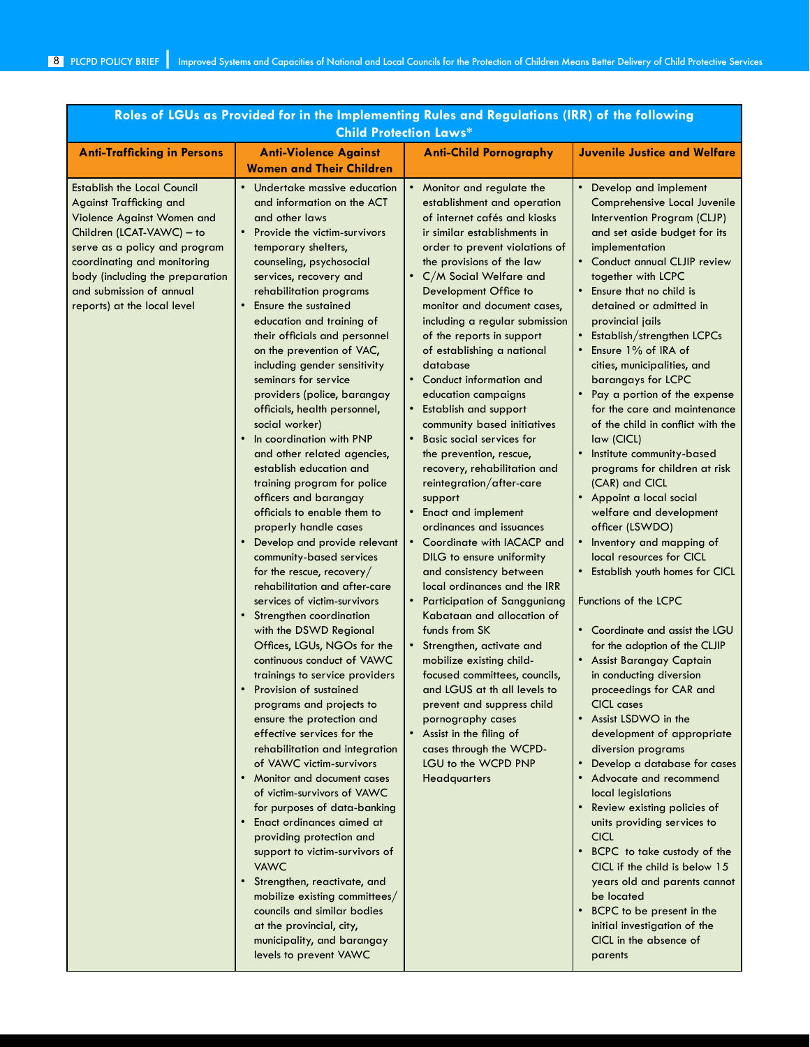| Roles of LGUs as Provided for in the Implementing Rules and Regulations (IRR) of the following Child Protection Laws* | | | |
|---|---|---|---|
| **Anti-Trafficking in Persons** | **Anti-Violence Against Women and Their Children** | **Anti-Child Pornography** | **Juvenile Justice and Welfare** |
| Establish the Local Council Against Trafficking and Violence Against Women and Children (LCAT-VAWC) – to serve as a policy and program coordinating and monitoring body (including the preparation and submission of annual reports) at the local level | • Undertake massive education and information on the ACT and other laws<br>• Provide the victim-survivors temporary shelters, counseling, psychosocial services, recovery and rehabilitation programs<br>• Ensure the sustained education and training of their officials and personnel on the prevention of VAC, including gender sensitivity seminars for service providers (police, barangay officials, health personnel, social worker)<br>• In coordination with PNP and other related agencies, establish education and training program for police officers and barangay officials to enable them to properly handle cases<br>• Develop and provide relevant community-based services for the rescue, recovery/ rehabilitation and after-care services of victim-survivors<br>• Strengthen coordination with the DSWD Regional Offices, LGUs, NGOs for the continuous conduct of VAWC trainings to service providers<br>• Provision of sustained programs and projects to ensure the protection and effective services for the rehabilitation and integration of VAWC victim-survivors<br>• Monitor and document cases of victim-survivors of VAWC for purposes of data-banking<br>• Enact ordinances aimed at providing protection and support to victim-survivors of VAWC<br>• Strengthen, reactivate, and mobilize existing committees/ councils and similar bodies at the provincial, city, municipality, and barangay levels to prevent VAWC | • Monitor and regulate the establishment and operation of internet cafés and kiosks ir similar establishments in order to prevent violations of the provisions of the law<br>• C/M Social Welfare and Development Office to monitor and document cases, including a regular submission of the reports in support of establishing a national database<br>• Conduct information and education campaigns<br>• Establish and support community based initiatives<br>• Basic social services for the prevention, rescue, recovery, rehabilitation and reintegration/after-care support<br>• Enact and implement ordinances and issuances<br>• Coordinate with IACACP and DILG to ensure uniformity and consistency between local ordinances and the IRR<br>• Participation of Sangguniang Kabataan and allocation of funds from SK<br>• Strengthen, activate and mobilize existing child-focused committees, councils, and LGUS at th all levels to prevent and suppress child pornography cases<br>• Assist in the filing of cases through the WCPD-LGU to the WCPD PNP Headquarters | • Develop and implement Comprehensive Local Juvenile Intervention Program (CLJP) and set aside budget for its implementation<br>• Conduct annual CLJIP review together with LCPC<br>• Ensure that no child is detained or admitted in provincial jails<br>• Establish/strengthen LCPCs<br>• Ensure 1% of IRA of cities, municipalities, and barangays for LCPC<br>• Pay a portion of the expense for the care and maintenance of the child in conflict with the law (CICL)<br>• Institute community-based programs for children at risk (CAR) and CICL<br>• Appoint a local social welfare and development officer (LSWDO)<br>• Inventory and mapping of local resources for CICL<br>• Establish youth homes for CICL<br><br>Functions of the LCPC<br><br>• Coordinate and assist the LGU for the adoption of the CLJIP<br>• Assist Barangay Captain in conducting diversion proceedings for CAR and CICL cases<br>• Assist LSDWO in the development of appropriate diversion programs<br>• Develop a database for cases<br>• Advocate and recommend local legislations<br>• Review existing policies of units providing services to CICL<br>• BCPC to take custody of the CICL if the child is below 15 years old and parents cannot be located<br>• BCPC to be present in the initial investigation of the CICL in the absence of parents |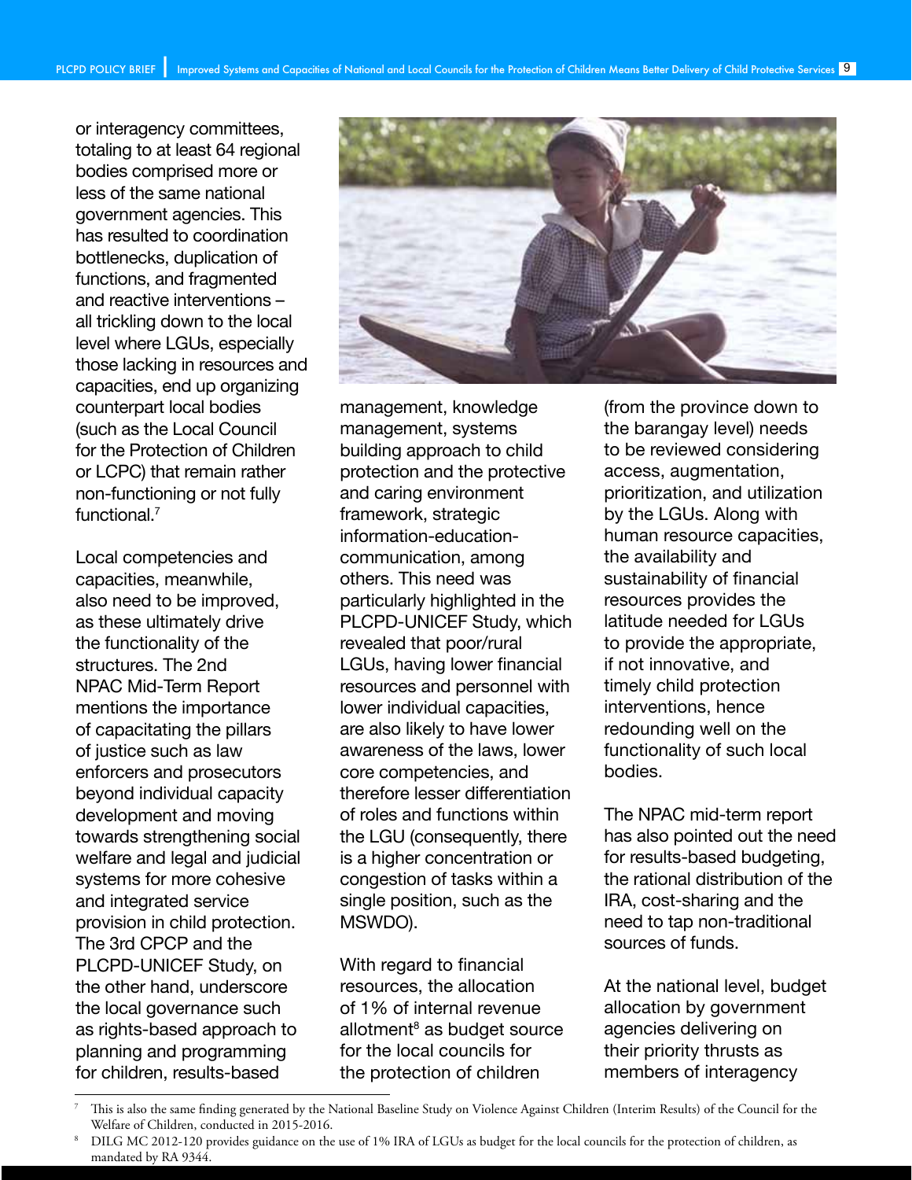or interagency committees, totaling to at least 64 regional bodies comprised more or less of the same national government agencies. This has resulted to coordination bottlenecks, duplication of functions, and fragmented and reactive interventions – all trickling down to the local level where LGUs, especially those lacking in resources and capacities, end up organizing counterpart local bodies (such as the Local Council for the Protection of Children or LCPC) that remain rather non-functioning or not fully functional.[7]

Local competencies and capacities, meanwhile, also need to be improved, as these ultimately drive the functionality of the structures. The 2nd NPAC Mid-Term Report mentions the importance of capacitating the pillars of justice such as law enforcers and prosecutors beyond individual capacity development and moving towards strengthening social welfare and legal and judicial systems for more cohesive and integrated service provision in child protection. The 3rd CPCP and the PLCPD-UNICEF Study, on the other hand, underscore the local governance such as rights-based approach to planning and programming for children, results-based management, knowledge management, systems building approach to child protection and the protective and caring environment framework, strategic information-education-communication, among others. This need was particularly highlighted in the PLCPD-UNICEF Study, which revealed that poor/rural LGUs, having lower financial resources and personnel with lower individual capacities, are also likely to have lower awareness of the laws, lower core competencies, and therefore lesser differentiation of roles and functions within the LGU (consequently, there is a higher concentration or congestion of tasks within a single position, such as the MSWDO).

With regard to financial resources, the allocation of 1% of internal revenue allotment[8] as budget source for the local councils for the protection of children (from the province down to the barangay level) needs to be reviewed considering access, augmentation, prioritization, and utilization by the LGUs. Along with human resource capacities, the availability and sustainability of financial resources provides the latitude needed for LGUs to provide the appropriate, if not innovative, and timely child protection interventions, hence redounding well on the functionality of such local bodies.

The NPAC mid-term report has also pointed out the need for results-based budgeting, the rational distribution of the IRA, cost-sharing and the need to tap non-traditional sources of funds.

At the national level, budget allocation by government agencies delivering on their priority thrusts as members of interagency

---

[7] This is also the same finding generated by the National Baseline Study on Violence Against Children (Interim Results) of the Council for the Welfare of Children, conducted in 2015-2016.

[8] DILG MC 2012-120 provides guidance on the use of 1% IRA of LGUs as budget for the local councils for the protection of children, as mandated by RA 9344.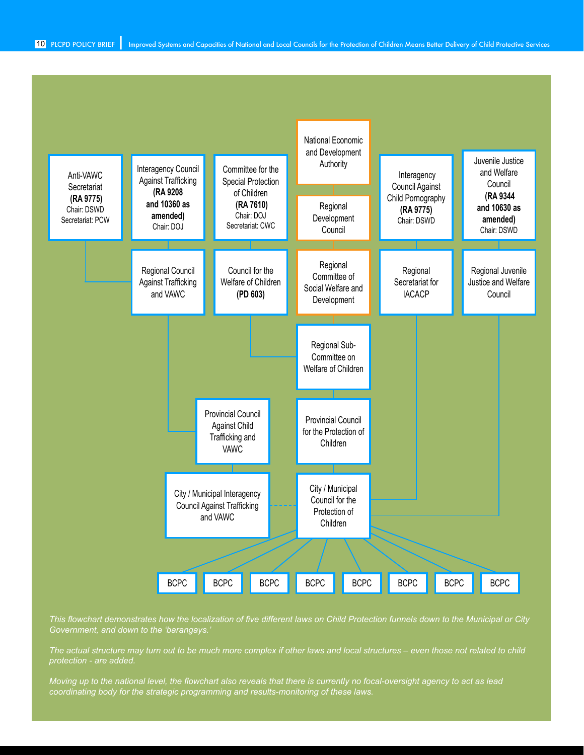National Economic and Development Authority

Regional Development Council

Regional Committee of Social Welfare and Development

Regional Sub-Committee on Welfare of Children

Anti-VAWC Secretariat **(RA 9775)** Chair: DSWD Secretariat: PCW

Interagency Council Against Trafficking **(RA 9208 and 10360 as amended)** Chair: DOJ

Committee for the Special Protection of Children **(RA 7610)** Chair: DOJ Secretariat: CWC

Interagency Council Against Child Pornography **(RA 9775)** Chair: DSWD

Juvenile Justice and Welfare Council **(RA 9344 and 10630 as amended)** Chair: DSWD

Regional Council Against Trafficking and VAWC

Council for the Welfare of Children **(PD 603)**

Regional Secretariat for IACACP

Regional Juvenile Justice and Welfare Council

Provincial Council Against Child Trafficking and VAWC

Provincial Council for the Protection of Children

City / Municipal Interagency Council Against Trafficking and VAWC

City / Municipal Council for the Protection of Children

BCPC | BCPC | BCPC | BCPC | BCPC | BCPC | BCPC | BCPC

*This flowchart demonstrates how the localization of five different laws on Child Protection funnels down to the Municipal or City Government, and down to the 'barangays.'*

*The actual structure may turn out to be much more complex if other laws and local structures – even those not related to child protection - are added.*

*Moving up to the national level, the flowchart also reveals that there is currently no focal-oversight agency to act as lead coordinating body for the strategic programming and results-monitoring of these laws.*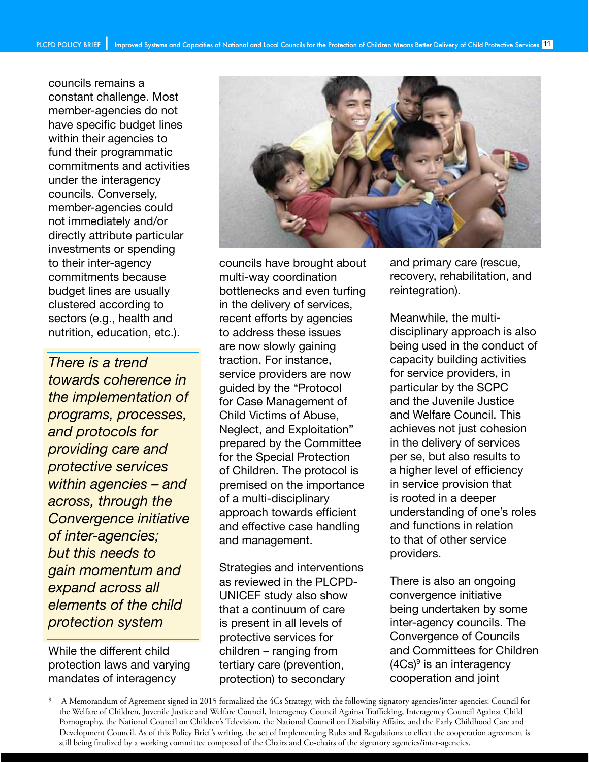councils remains a constant challenge. Most member-agencies do not have specific budget lines within their agencies to fund their programmatic commitments and activities under the interagency councils. Conversely, member-agencies could not immediately and/or directly attribute particular investments or spending to their inter-agency commitments because budget lines are usually clustered according to sectors (e.g., health and nutrition, education, etc.).

> *There is a trend towards coherence in the implementation of programs, processes, and protocols for providing care and protective services within agencies – and across, through the Convergence initiative of inter-agencies; but this needs to gain momentum and expand across all elements of the child protection system*

While the different child protection laws and varying mandates of interagency councils have brought about multi-way coordination bottlenecks and even turfing in the delivery of services, recent efforts by agencies to address these issues are now slowly gaining traction. For instance, service providers are now guided by the "Protocol for Case Management of Child Victims of Abuse, Neglect, and Exploitation" prepared by the Committee for the Special Protection of Children. The protocol is premised on the importance of a multi-disciplinary approach towards efficient and effective case handling and management.

Strategies and interventions as reviewed in the PLCPD-UNICEF study also show that a continuum of care is present in all levels of protective services for children – ranging from tertiary care (prevention, protection) to secondary and primary care (rescue, recovery, rehabilitation, and reintegration).

Meanwhile, the multi-disciplinary approach is also being used in the conduct of capacity building activities for service providers, in particular by the SCPC and the Juvenile Justice and Welfare Council. This achieves not just cohesion in the delivery of services per se, but also results to a higher level of efficiency in service provision that is rooted in a deeper understanding of one's roles and functions in relation to that of other service providers.

There is also an ongoing convergence initiative being undertaken by some inter-agency councils. The Convergence of Councils and Committees for Children (4Cs)[9] is an interagency cooperation and joint

---

[9] A Memorandum of Agreement signed in 2015 formalized the 4Cs Strategy, with the following signatory agencies/inter-agencies: Council for the Welfare of Children, Juvenile Justice and Welfare Council, Interagency Council Against Trafficking, Interagency Council Against Child Pornography, the National Council on Children's Television, the National Council on Disability Affairs, and the Early Childhood Care and Development Council. As of this Policy Brief's writing, the set of Implementing Rules and Regulations to effect the cooperation agreement is still being finalized by a working committee composed of the Chairs and Co-chairs of the signatory agencies/inter-agencies.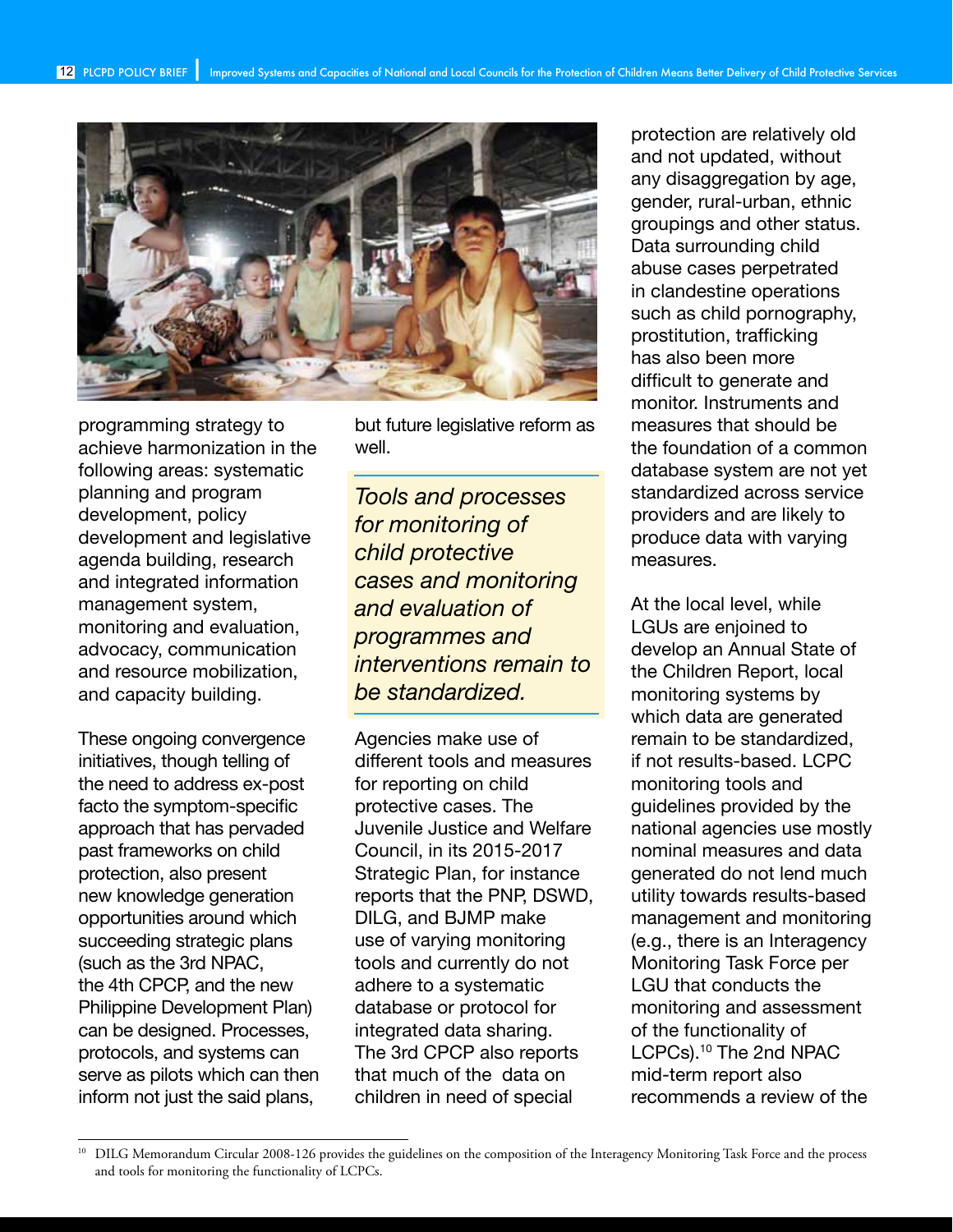programming strategy to achieve harmonization in the following areas: systematic planning and program development, policy development and legislative agenda building, research and integrated information management system, monitoring and evaluation, advocacy, communication and resource mobilization, and capacity building.

These ongoing convergence initiatives, though telling of the need to address ex-post facto the symptom-specific approach that has pervaded past frameworks on child protection, also present new knowledge generation opportunities around which succeeding strategic plans (such as the 3rd NPAC, the 4th CPCP, and the new Philippine Development Plan) can be designed. Processes, protocols, and systems can serve as pilots which can then inform not just the said plans, but future legislative reform as well.

> *Tools and processes for monitoring of child protective cases and monitoring and evaluation of programmes and interventions remain to be standardized.*

Agencies make use of different tools and measures for reporting on child protective cases. The Juvenile Justice and Welfare Council, in its 2015-2017 Strategic Plan, for instance reports that the PNP, DSWD, DILG, and BJMP make use of varying monitoring tools and currently do not adhere to a systematic database or protocol for integrated data sharing. The 3rd CPCP also reports that much of the data on children in need of special protection are relatively old and not updated, without any disaggregation by age, gender, rural-urban, ethnic groupings and other status. Data surrounding child abuse cases perpetrated in clandestine operations such as child pornography, prostitution, trafficking has also been more difficult to generate and monitor. Instruments and measures that should be the foundation of a common database system are not yet standardized across service providers and are likely to produce data with varying measures.

At the local level, while LGUs are enjoined to develop an Annual State of the Children Report, local monitoring systems by which data are generated remain to be standardized, if not results-based. LCPC monitoring tools and guidelines provided by the national agencies use mostly nominal measures and data generated do not lend much utility towards results-based management and monitoring (e.g., there is an Interagency Monitoring Task Force per LGU that conducts the monitoring and assessment of the functionality of LCPCs).[10] The 2nd NPAC mid-term report also recommends a review of the

[10] DILG Memorandum Circular 2008-126 provides the guidelines on the composition of the Interagency Monitoring Task Force and the process and tools for monitoring the functionality of LCPCs.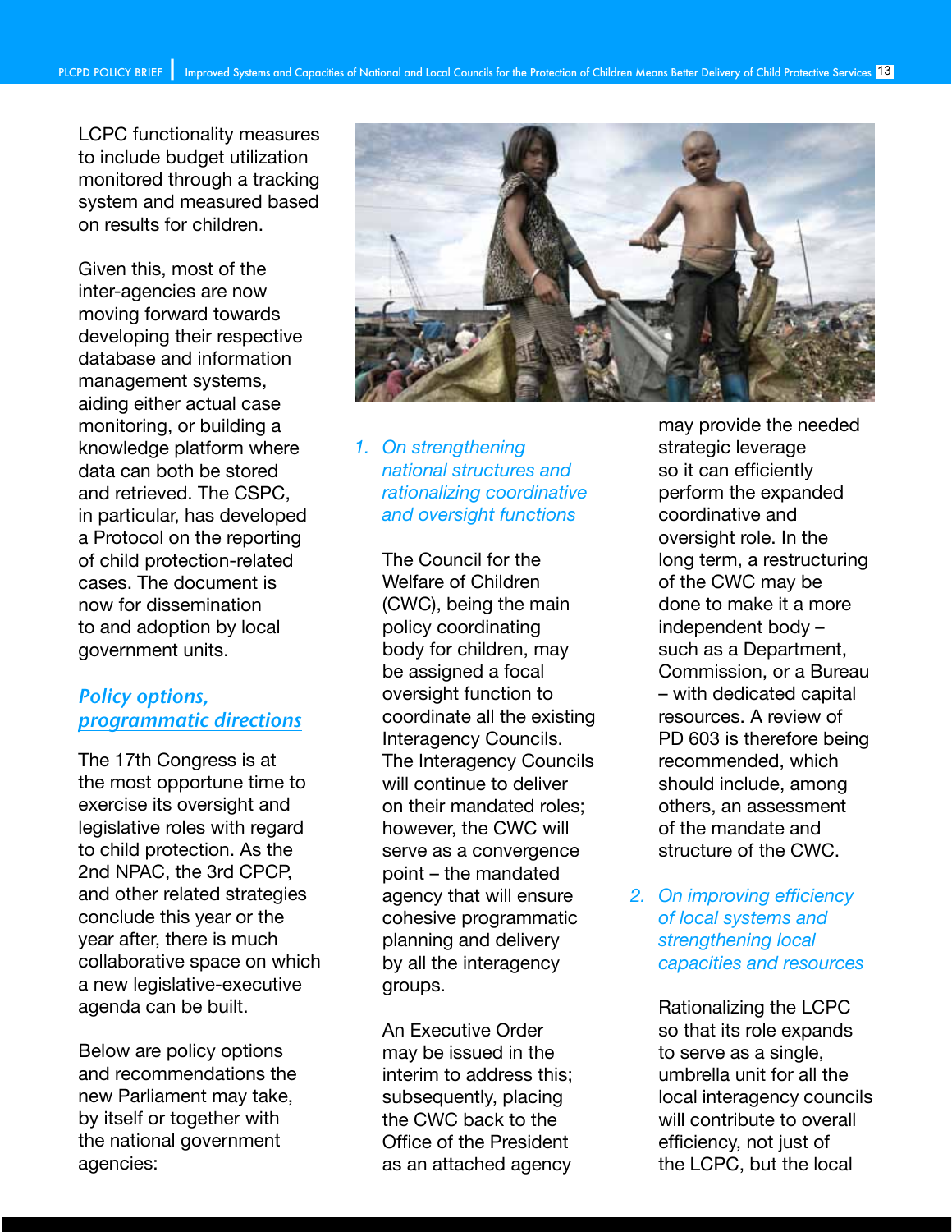LCPC functionality measures to include budget utilization monitored through a tracking system and measured based on results for children.

Given this, most of the inter-agencies are now moving forward towards developing their respective database and information management systems, aiding either actual case monitoring, or building a knowledge platform where data can both be stored and retrieved. The CSPC, in particular, has developed a Protocol on the reporting of child protection-related cases. The document is now for dissemination to and adoption by local government units.

## *Policy options, programmatic directions*

The 17th Congress is at the most opportune time to exercise its oversight and legislative roles with regard to child protection. As the 2nd NPAC, the 3rd CPCP, and other related strategies conclude this year or the year after, there is much collaborative space on which a new legislative-executive agenda can be built.

Below are policy options and recommendations the new Parliament may take, by itself or together with the national government agencies:

### 1. *On strengthening national structures and rationalizing coordinative and oversight functions*

The Council for the Welfare of Children (CWC), being the main policy coordinating body for children, may be assigned a focal oversight function to coordinate all the existing Interagency Councils. The Interagency Councils will continue to deliver on their mandated roles; however, the CWC will serve as a convergence point – the mandated agency that will ensure cohesive programmatic planning and delivery by all the interagency groups.

An Executive Order may be issued in the interim to address this; subsequently, placing the CWC back to the Office of the President as an attached agency may provide the needed strategic leverage so it can efficiently perform the expanded coordinative and oversight role. In the long term, a restructuring of the CWC may be done to make it a more independent body – such as a Department, Commission, or a Bureau – with dedicated capital resources. A review of PD 603 is therefore being recommended, which should include, among others, an assessment of the mandate and structure of the CWC.

### 2. *On improving efficiency of local systems and strengthening local capacities and resources*

Rationalizing the LCPC so that its role expands to serve as a single, umbrella unit for all the local interagency councils will contribute to overall efficiency, not just of the LCPC, but the local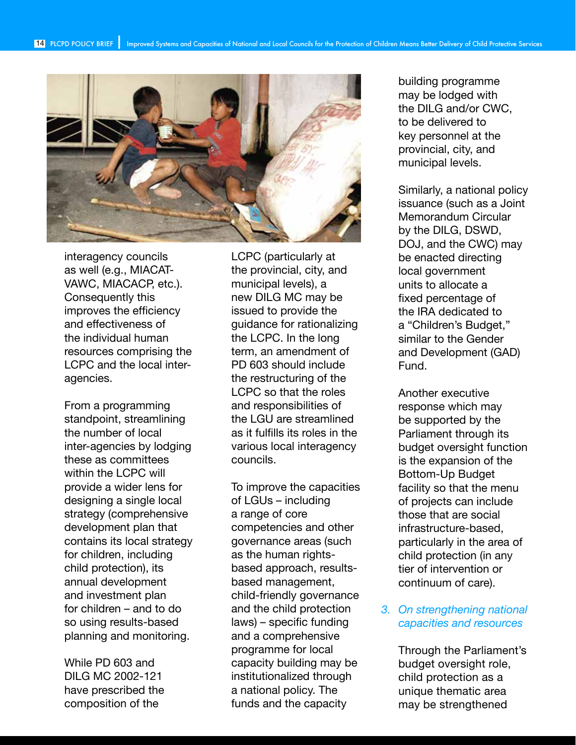interagency councils as well (e.g., MIACAT-VAWC, MIACACP, etc.). Consequently this improves the efficiency and effectiveness of the individual human resources comprising the LCPC and the local inter-agencies.

From a programming standpoint, streamlining the number of local inter-agencies by lodging these as committees within the LCPC will provide a wider lens for designing a single local strategy (comprehensive development plan that contains its local strategy for children, including child protection), its annual development and investment plan for children – and to do so using results-based planning and monitoring.

While PD 603 and DILG MC 2002-121 have prescribed the composition of the LCPC (particularly at the provincial, city, and municipal levels), a new DILG MC may be issued to provide the guidance for rationalizing the LCPC. In the long term, an amendment of PD 603 should include the restructuring of the LCPC so that the roles and responsibilities of the LGU are streamlined as it fulfills its roles in the various local interagency councils.

To improve the capacities of LGUs – including a range of core competencies and other governance areas (such as the human rights-based approach, results-based management, child-friendly governance and the child protection laws) – specific funding and a comprehensive programme for local capacity building may be institutionalized through a national policy. The funds and the capacity building programme may be lodged with the DILG and/or CWC, to be delivered to key personnel at the provincial, city, and municipal levels.

Similarly, a national policy issuance (such as a Joint Memorandum Circular by the DILG, DSWD, DOJ, and the CWC) may be enacted directing local government units to allocate a fixed percentage of the IRA dedicated to a "Children's Budget," similar to the Gender and Development (GAD) Fund.

Another executive response which may be supported by the Parliament through its budget oversight function is the expansion of the Bottom-Up Budget facility so that the menu of projects can include those that are social infrastructure-based, particularly in the area of child protection (in any tier of intervention or continuum of care).

### *3. On strengthening national capacities and resources*

Through the Parliament's budget oversight role, child protection as a unique thematic area may be strengthened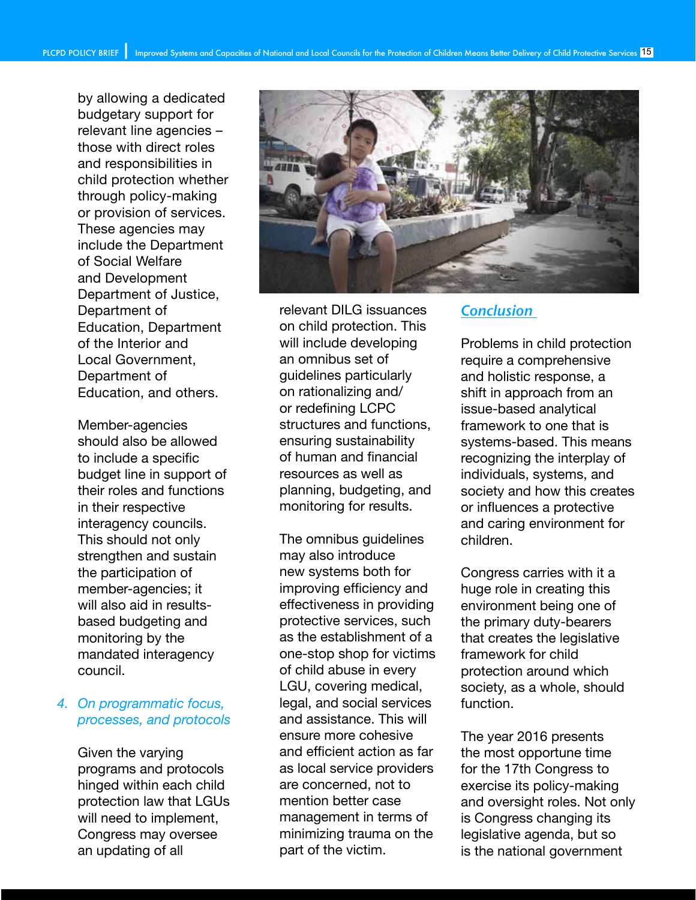by allowing a dedicated budgetary support for relevant line agencies – those with direct roles and responsibilities in child protection whether through policy-making or provision of services. These agencies may include the Department of Social Welfare and Development Department of Justice, Department of Education, Department of the Interior and Local Government, Department of Education, and others.

Member-agencies should also be allowed to include a specific budget line in support of their roles and functions in their respective interagency councils. This should not only strengthen and sustain the participation of member-agencies; it will also aid in results-based budgeting and monitoring by the mandated interagency council.

4. *On programmatic focus, processes, and protocols*

Given the varying programs and protocols hinged within each child protection law that LGUs will need to implement, Congress may oversee an updating of all relevant DILG issuances on child protection. This will include developing an omnibus set of guidelines particularly on rationalizing and/or redefining LCPC structures and functions, ensuring sustainability of human and financial resources as well as planning, budgeting, and monitoring for results.

The omnibus guidelines may also introduce new systems both for improving efficiency and effectiveness in providing protective services, such as the establishment of a one-stop shop for victims of child abuse in every LGU, covering medical, legal, and social services and assistance. This will ensure more cohesive and efficient action as far as local service providers are concerned, not to mention better case management in terms of minimizing trauma on the part of the victim.

## *Conclusion*

Problems in child protection require a comprehensive and holistic response, a shift in approach from an issue-based analytical framework to one that is systems-based. This means recognizing the interplay of individuals, systems, and society and how this creates or influences a protective and caring environment for children.

Congress carries with it a huge role in creating this environment being one of the primary duty-bearers that creates the legislative framework for child protection around which society, as a whole, should function.

The year 2016 presents the most opportune time for the 17th Congress to exercise its policy-making and oversight roles. Not only is Congress changing its legislative agenda, but so is the national government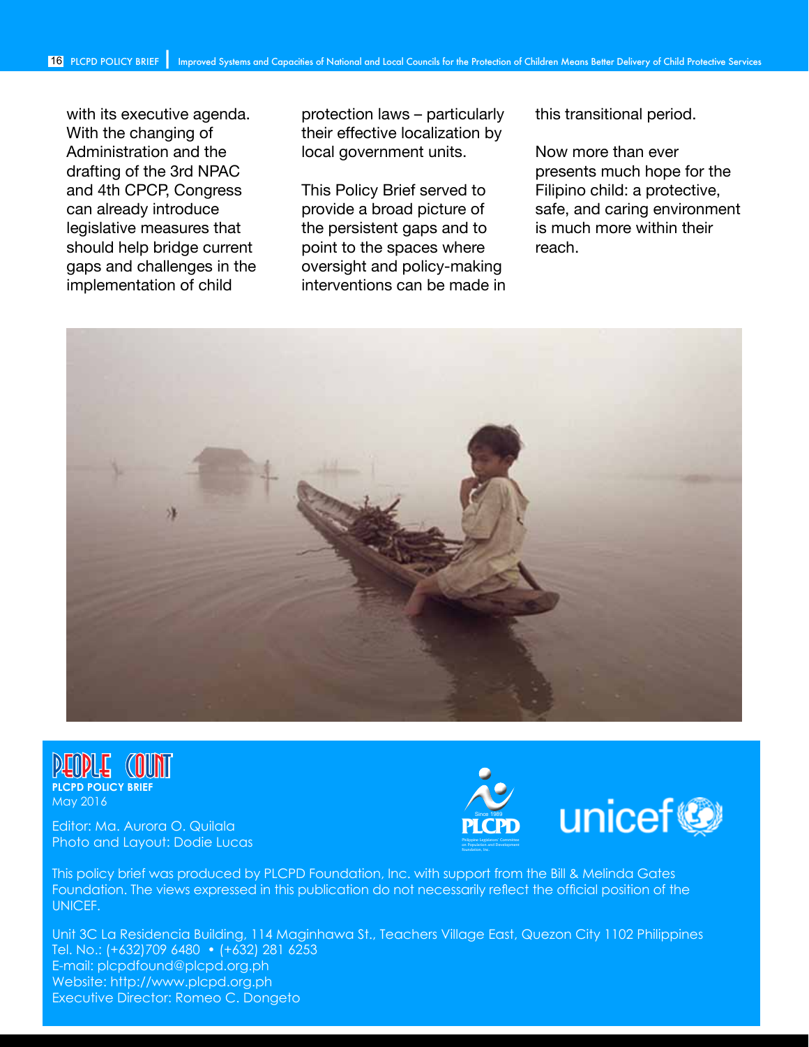with its executive agenda. With the changing of Administration and the drafting of the 3rd NPAC and 4th CPCP, Congress can already introduce legislative measures that should help bridge current gaps and challenges in the implementation of child protection laws – particularly their effective localization by local government units.

This Policy Brief served to provide a broad picture of the persistent gaps and to point to the spaces where oversight and policy-making interventions can be made in this transitional period.

Now more than ever presents much hope for the Filipino child: a protective, safe, and caring environment is much more within their reach.

PEOPLE COUNT
**PLCPD POLICY BRIEF**
May 2016

Editor: Ma. Aurora O. Quilala
Photo and Layout: Dodie Lucas

This policy brief was produced by PLCPD Foundation, Inc. with support from the Bill & Melinda Gates Foundation. The views expressed in this publication do not necessarily reflect the official position of the UNICEF.

Unit 3C La Residencia Building, 114 Maginhawa St., Teachers Village East, Quezon City 1102 Philippines
Tel. No.: (+632)709 6480 • (+632) 281 6253
E-mail: plcpdfound@plcpd.org.ph
Website: http://www.plcpd.org.ph
Executive Director: Romeo C. Dongeto